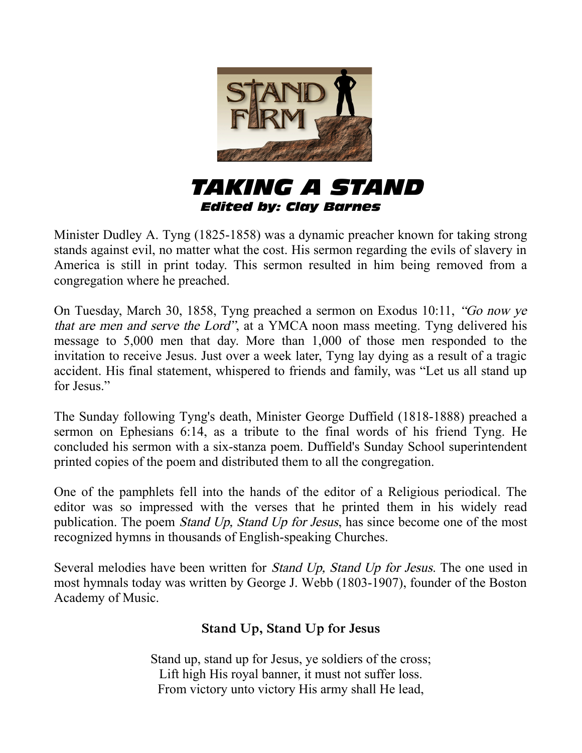# TAKING A STAND

### *Edited by: Clay Barnes*

Minister Dudley A. Tyng (1825-1858) was a dynamic preacher known for taking strong stands against evil, no matter what the cost. His sermon regarding the evils of slavery in America is still in print today. This sermon resulted in him being removed from a congregation where he preached.

On Tuesday, March 30, 1858, Tyng preached a sermon on Exodus 10:11, *"Go now ye that are men and serve the Lord"*, at a YMCA noon mass meeting. Tyng delivered his message to 5,000 men that day. More than 1,000 of those men responded to the invitation to receive Jesus. Just over a week later, Tyng lay dying as a result of a tragic accident. His final statement, whispered to friends and family, was "Let us all stand up for Jesus."

The Sunday following Tyng's death, Minister George Duffield (1818-1888) preached a sermon on Ephesians 6:14, as a tribute to the final words of his friend Tyng. He concluded his sermon with a six-stanza poem. Duffield's Sunday School superintendent printed copies of the poem and distributed them to all the congregation.

One of the pamphlets fell into the hands of the editor of a Religious periodical. The editor was so impressed with the verses that he printed them in his widely read publication. The poem *Stand Up, Stand Up for Jesus*, has since become one of the most recognized hymns in thousands of English-speaking Churches.

Several melodies have been written for *Stand Up, Stand Up for Jesus*. The one used in most hymnals today was written by George J. Webb (1803-1907), founder of the Boston Academy of Music.

**Stand Up, Stand Up for Jesus**

Stand up, stand up for Jesus, ye soldiers of the cross;
Lift high His royal banner, it must not suffer loss.
From victory unto victory His army shall He lead,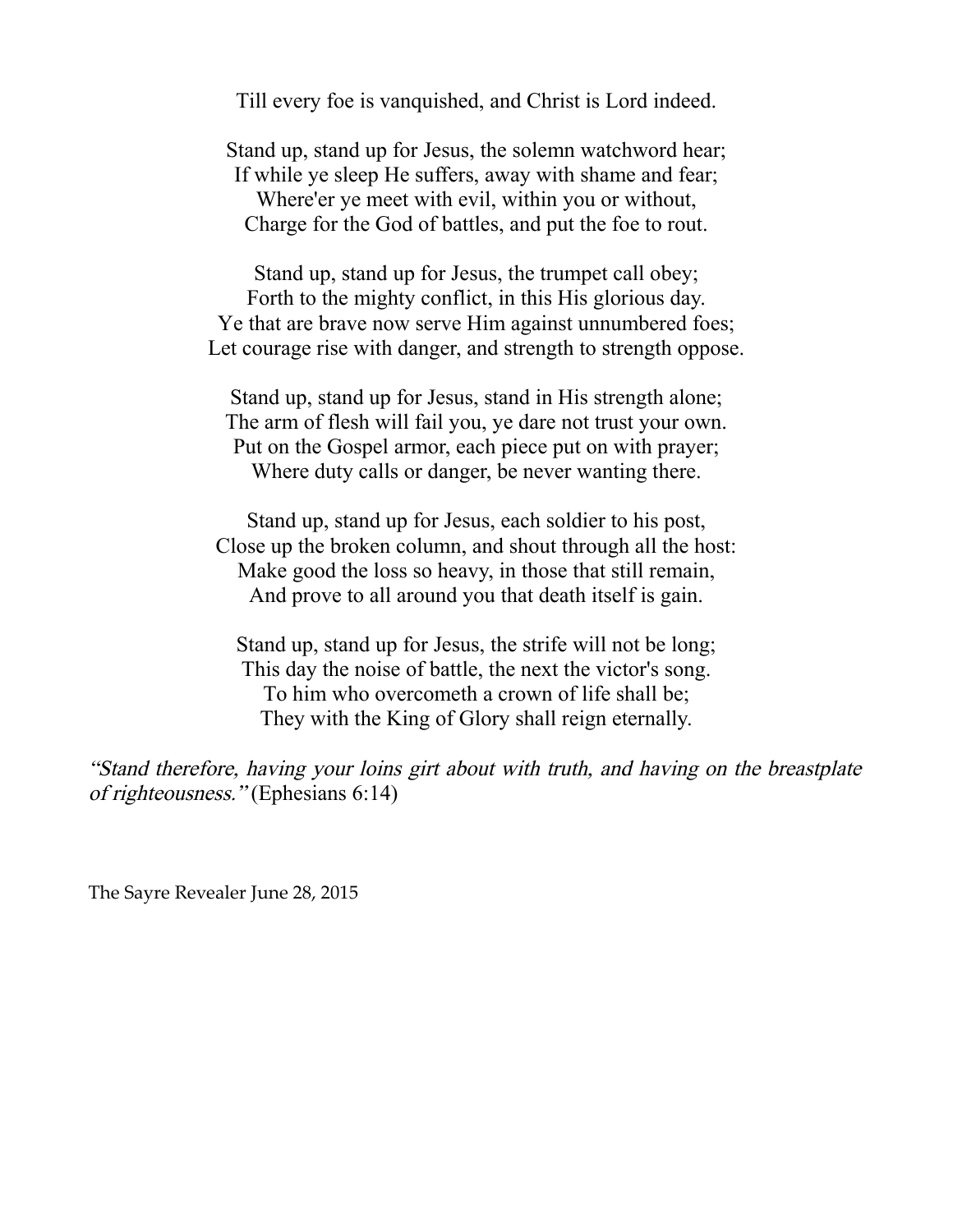Till every foe is vanquished, and Christ is Lord indeed.

Stand up, stand up for Jesus, the solemn watchword hear;  
If while ye sleep He suffers, away with shame and fear;  
Where'er ye meet with evil, within you or without,  
Charge for the God of battles, and put the foe to rout.

Stand up, stand up for Jesus, the trumpet call obey;  
Forth to the mighty conflict, in this His glorious day.  
Ye that are brave now serve Him against unnumbered foes;  
Let courage rise with danger, and strength to strength oppose.

Stand up, stand up for Jesus, stand in His strength alone;  
The arm of flesh will fail you, ye dare not trust your own.  
Put on the Gospel armor, each piece put on with prayer;  
Where duty calls or danger, be never wanting there.

Stand up, stand up for Jesus, each soldier to his post,  
Close up the broken column, and shout through all the host:  
Make good the loss so heavy, in those that still remain,  
And prove to all around you that death itself is gain.

Stand up, stand up for Jesus, the strife will not be long;  
This day the noise of battle, the next the victor's song.  
To him who overcometh a crown of life shall be;  
They with the King of Glory shall reign eternally.

*"Stand therefore, having your loins girt about with truth, and having on the breastplate of righteousness."* (Ephesians 6:14)

The Sayre Revealer June 28, 2015